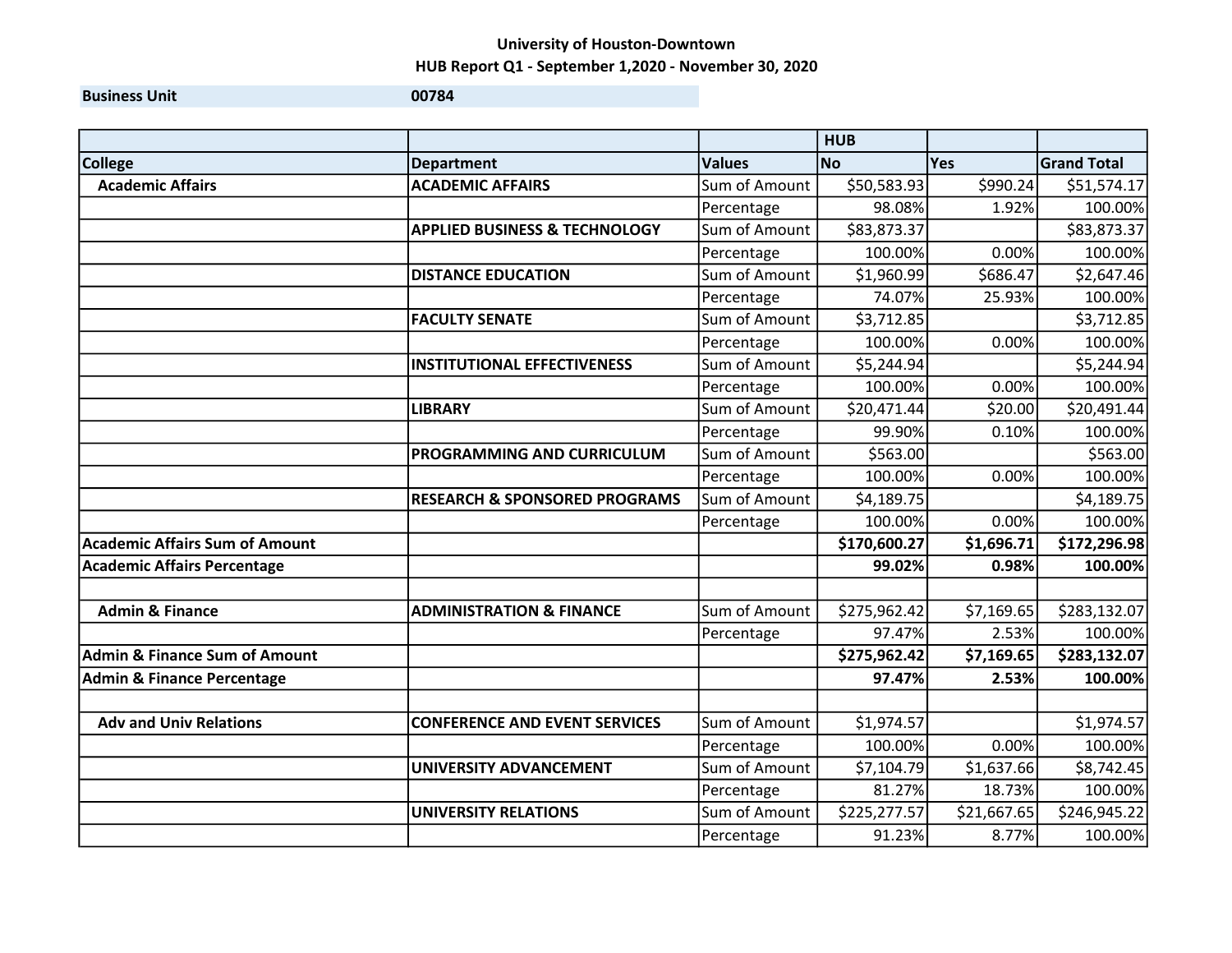University of Houston-Downtown

HUB Report Q1 - September 1,2020 - November 30, 2020

| Business Unit | 00784 |
|---|---|

| | | | HUB | | |
|---|---|---|---|---|---|
| **College** | **Department** | **Values** | **No** | **Yes** | **Grand Total** |
| **Academic Affairs** | **ACADEMIC AFFAIRS** | Sum of Amount | $50,583.93 | $990.24 | $51,574.17 |
| | | Percentage | 98.08% | 1.92% | 100.00% |
| | **APPLIED BUSINESS & TECHNOLOGY** | Sum of Amount | $83,873.37 | | $83,873.37 |
| | | Percentage | 100.00% | 0.00% | 100.00% |
| | **DISTANCE EDUCATION** | Sum of Amount | $1,960.99 | $686.47 | $2,647.46 |
| | | Percentage | 74.07% | 25.93% | 100.00% |
| | **FACULTY SENATE** | Sum of Amount | $3,712.85 | | $3,712.85 |
| | | Percentage | 100.00% | 0.00% | 100.00% |
| | **INSTITUTIONAL EFFECTIVENESS** | Sum of Amount | $5,244.94 | | $5,244.94 |
| | | Percentage | 100.00% | 0.00% | 100.00% |
| | **LIBRARY** | Sum of Amount | $20,471.44 | $20.00 | $20,491.44 |
| | | Percentage | 99.90% | 0.10% | 100.00% |
| | **PROGRAMMING AND CURRICULUM** | Sum of Amount | $563.00 | | $563.00 |
| | | Percentage | 100.00% | 0.00% | 100.00% |
| | **RESEARCH & SPONSORED PROGRAMS** | Sum of Amount | $4,189.75 | | $4,189.75 |
| | | Percentage | 100.00% | 0.00% | 100.00% |
| **Academic Affairs Sum of Amount** | | | **$170,600.27** | **$1,696.71** | **$172,296.98** |
| **Academic Affairs Percentage** | | | **99.02%** | **0.98%** | **100.00%** |
| | | | | | |
| **Admin & Finance** | **ADMINISTRATION & FINANCE** | Sum of Amount | $275,962.42 | $7,169.65 | $283,132.07 |
| | | Percentage | 97.47% | 2.53% | 100.00% |
| **Admin & Finance Sum of Amount** | | | **$275,962.42** | **$7,169.65** | **$283,132.07** |
| **Admin & Finance Percentage** | | | **97.47%** | **2.53%** | **100.00%** |
| | | | | | |
| **Adv and Univ Relations** | **CONFERENCE AND EVENT SERVICES** | Sum of Amount | $1,974.57 | | $1,974.57 |
| | | Percentage | 100.00% | 0.00% | 100.00% |
| | **UNIVERSITY ADVANCEMENT** | Sum of Amount | $7,104.79 | $1,637.66 | $8,742.45 |
| | | Percentage | 81.27% | 18.73% | 100.00% |
| | **UNIVERSITY RELATIONS** | Sum of Amount | $225,277.57 | $21,667.65 | $246,945.22 |
| | | Percentage | 91.23% | 8.77% | 100.00% |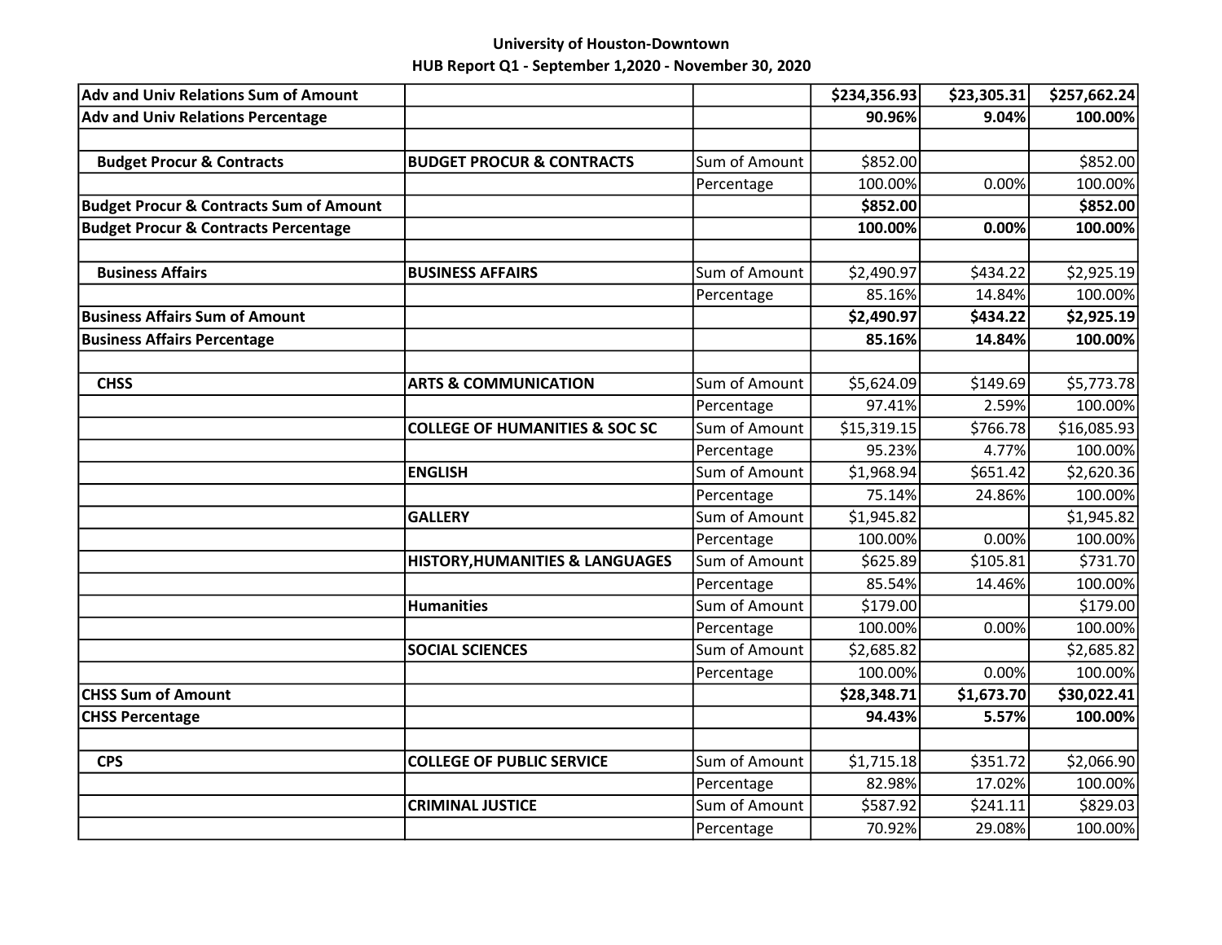**University of Houston-Downtown**
**HUB Report Q1 - September 1,2020 - November 30, 2020**

| | | | | | |
|---|---|---|---|---|---|
| **Adv and Univ Relations Sum of Amount** | | | **$234,356.93** | **$23,305.31** | **$257,662.24** |
| **Adv and Univ Relations Percentage** | | | **90.96%** | **9.04%** | **100.00%** |
| | | | | | |
| **Budget Procur & Contracts** | **BUDGET PROCUR & CONTRACTS** | Sum of Amount | $852.00 | | $852.00 |
| | | Percentage | 100.00% | 0.00% | 100.00% |
| **Budget Procur & Contracts Sum of Amount** | | | **$852.00** | | **$852.00** |
| **Budget Procur & Contracts Percentage** | | | **100.00%** | **0.00%** | **100.00%** |
| | | | | | |
| **Business Affairs** | **BUSINESS AFFAIRS** | Sum of Amount | $2,490.97 | $434.22 | $2,925.19 |
| | | Percentage | 85.16% | 14.84% | 100.00% |
| **Business Affairs Sum of Amount** | | | **$2,490.97** | **$434.22** | **$2,925.19** |
| **Business Affairs Percentage** | | | **85.16%** | **14.84%** | **100.00%** |
| | | | | | |
| **CHSS** | **ARTS & COMMUNICATION** | Sum of Amount | $5,624.09 | $149.69 | $5,773.78 |
| | | Percentage | 97.41% | 2.59% | 100.00% |
| | **COLLEGE OF HUMANITIES & SOC SC** | Sum of Amount | $15,319.15 | $766.78 | $16,085.93 |
| | | Percentage | 95.23% | 4.77% | 100.00% |
| | **ENGLISH** | Sum of Amount | $1,968.94 | $651.42 | $2,620.36 |
| | | Percentage | 75.14% | 24.86% | 100.00% |
| | **GALLERY** | Sum of Amount | $1,945.82 | | $1,945.82 |
| | | Percentage | 100.00% | 0.00% | 100.00% |
| | **HISTORY,HUMANITIES & LANGUAGES** | Sum of Amount | $625.89 | $105.81 | $731.70 |
| | | Percentage | 85.54% | 14.46% | 100.00% |
| | **Humanities** | Sum of Amount | $179.00 | | $179.00 |
| | | Percentage | 100.00% | 0.00% | 100.00% |
| | **SOCIAL SCIENCES** | Sum of Amount | $2,685.82 | | $2,685.82 |
| | | Percentage | 100.00% | 0.00% | 100.00% |
| **CHSS Sum of Amount** | | | **$28,348.71** | **$1,673.70** | **$30,022.41** |
| **CHSS Percentage** | | | **94.43%** | **5.57%** | **100.00%** |
| | | | | | |
| **CPS** | **COLLEGE OF PUBLIC SERVICE** | Sum of Amount | $1,715.18 | $351.72 | $2,066.90 |
| | | Percentage | 82.98% | 17.02% | 100.00% |
| | **CRIMINAL JUSTICE** | Sum of Amount | $587.92 | $241.11 | $829.03 |
| | | Percentage | 70.92% | 29.08% | 100.00% |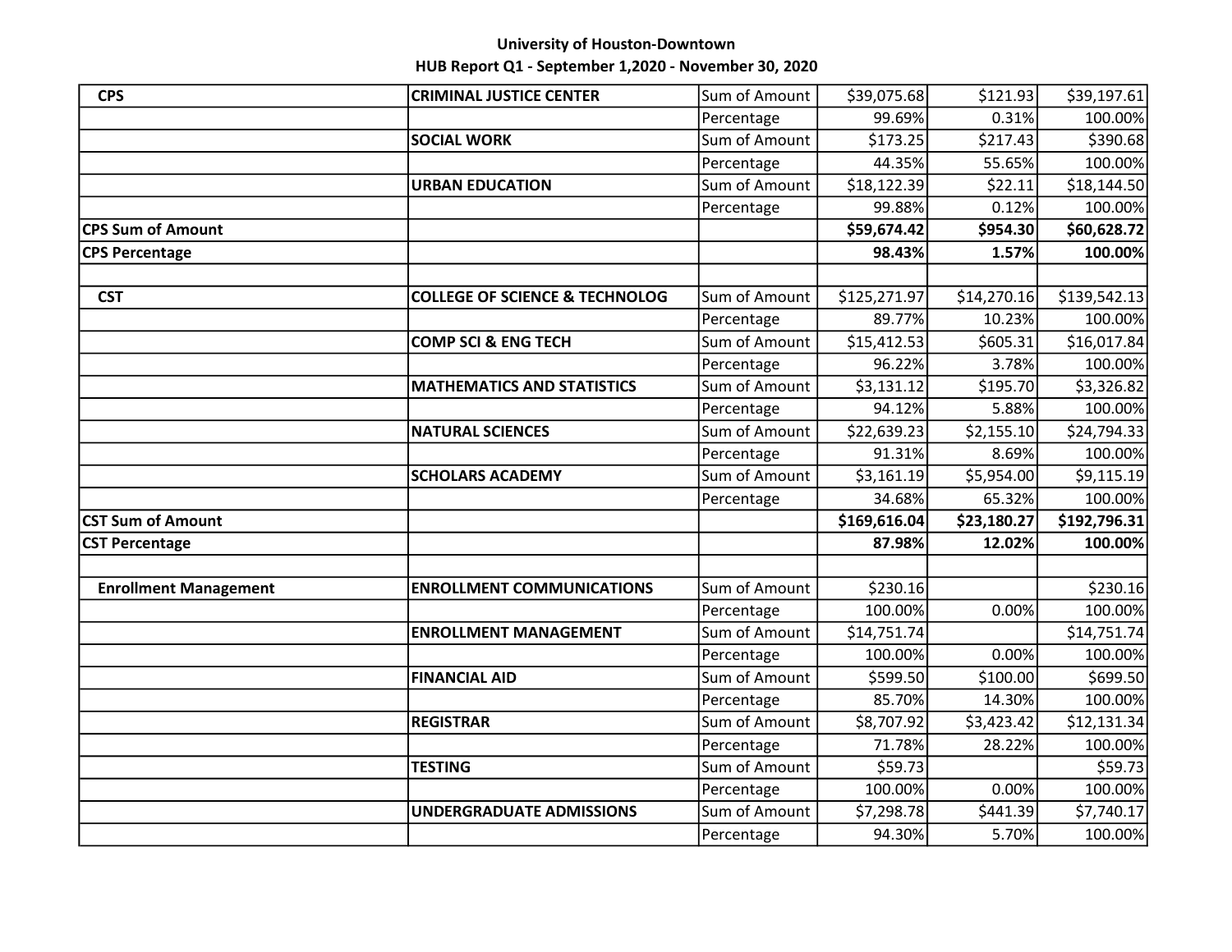# University of Houston-Downtown

## HUB Report Q1 - September 1,2020 - November 30, 2020

| | | | | | |
|---|---|---|---|---|---|
| **CPS** | **CRIMINAL JUSTICE CENTER** | Sum of Amount | $39,075.68 | $121.93 | $39,197.61 |
| | | Percentage | 99.69% | 0.31% | 100.00% |
| | **SOCIAL WORK** | Sum of Amount | $173.25 | $217.43 | $390.68 |
| | | Percentage | 44.35% | 55.65% | 100.00% |
| | **URBAN EDUCATION** | Sum of Amount | $18,122.39 | $22.11 | $18,144.50 |
| | | Percentage | 99.88% | 0.12% | 100.00% |
| **CPS Sum of Amount** | | | **$59,674.42** | **$954.30** | **$60,628.72** |
| **CPS Percentage** | | | **98.43%** | **1.57%** | **100.00%** |
| | | | | | |
| **CST** | **COLLEGE OF SCIENCE & TECHNOLOG** | Sum of Amount | $125,271.97 | $14,270.16 | $139,542.13 |
| | | Percentage | 89.77% | 10.23% | 100.00% |
| | **COMP SCI & ENG TECH** | Sum of Amount | $15,412.53 | $605.31 | $16,017.84 |
| | | Percentage | 96.22% | 3.78% | 100.00% |
| | **MATHEMATICS AND STATISTICS** | Sum of Amount | $3,131.12 | $195.70 | $3,326.82 |
| | | Percentage | 94.12% | 5.88% | 100.00% |
| | **NATURAL SCIENCES** | Sum of Amount | $22,639.23 | $2,155.10 | $24,794.33 |
| | | Percentage | 91.31% | 8.69% | 100.00% |
| | **SCHOLARS ACADEMY** | Sum of Amount | $3,161.19 | $5,954.00 | $9,115.19 |
| | | Percentage | 34.68% | 65.32% | 100.00% |
| **CST Sum of Amount** | | | **$169,616.04** | **$23,180.27** | **$192,796.31** |
| **CST Percentage** | | | **87.98%** | **12.02%** | **100.00%** |
| | | | | | |
| **Enrollment Management** | **ENROLLMENT COMMUNICATIONS** | Sum of Amount | $230.16 | | $230.16 |
| | | Percentage | 100.00% | 0.00% | 100.00% |
| | **ENROLLMENT MANAGEMENT** | Sum of Amount | $14,751.74 | | $14,751.74 |
| | | Percentage | 100.00% | 0.00% | 100.00% |
| | **FINANCIAL AID** | Sum of Amount | $599.50 | $100.00 | $699.50 |
| | | Percentage | 85.70% | 14.30% | 100.00% |
| | **REGISTRAR** | Sum of Amount | $8,707.92 | $3,423.42 | $12,131.34 |
| | | Percentage | 71.78% | 28.22% | 100.00% |
| | **TESTING** | Sum of Amount | $59.73 | | $59.73 |
| | | Percentage | 100.00% | 0.00% | 100.00% |
| | **UNDERGRADUATE ADMISSIONS** | Sum of Amount | $7,298.78 | $441.39 | $7,740.17 |
| | | Percentage | 94.30% | 5.70% | 100.00% |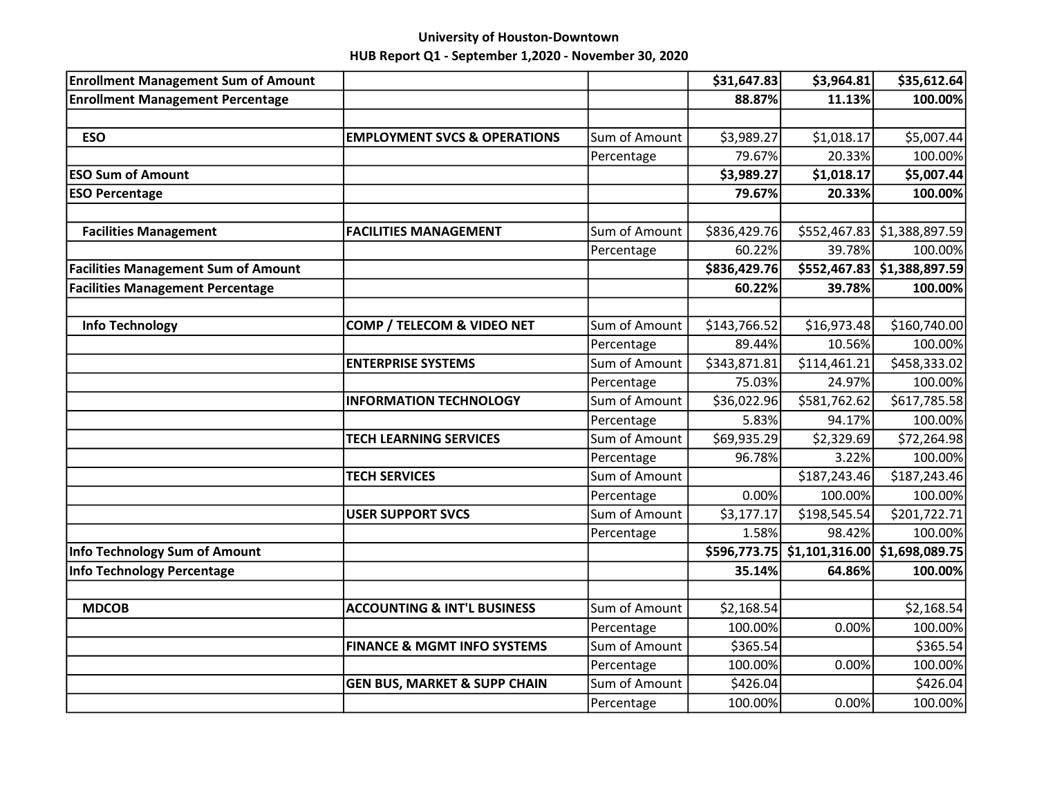**University of Houston-Downtown**
**HUB Report Q1 - September 1,2020 - November 30, 2020**

| | | | | | |
|---|---|---|---|---|---|
| **Enrollment Management Sum of Amount** | | | **$31,647.83** | **$3,964.81** | **$35,612.64** |
| **Enrollment Management Percentage** | | | **88.87%** | **11.13%** | **100.00%** |
| | | | | | |
| **ESO** | **EMPLOYMENT SVCS & OPERATIONS** | Sum of Amount | $3,989.27 | $1,018.17 | $5,007.44 |
| | | Percentage | 79.67% | 20.33% | 100.00% |
| **ESO Sum of Amount** | | | **$3,989.27** | **$1,018.17** | **$5,007.44** |
| **ESO Percentage** | | | **79.67%** | **20.33%** | **100.00%** |
| | | | | | |
| **Facilities Management** | **FACILITIES MANAGEMENT** | Sum of Amount | $836,429.76 | $552,467.83 | $1,388,897.59 |
| | | Percentage | 60.22% | 39.78% | 100.00% |
| **Facilities Management Sum of Amount** | | | **$836,429.76** | **$552,467.83** | **$1,388,897.59** |
| **Facilities Management Percentage** | | | **60.22%** | **39.78%** | **100.00%** |
| | | | | | |
| **Info Technology** | **COMP / TELECOM & VIDEO NET** | Sum of Amount | $143,766.52 | $16,973.48 | $160,740.00 |
| | | Percentage | 89.44% | 10.56% | 100.00% |
| | **ENTERPRISE SYSTEMS** | Sum of Amount | $343,871.81 | $114,461.21 | $458,333.02 |
| | | Percentage | 75.03% | 24.97% | 100.00% |
| | **INFORMATION TECHNOLOGY** | Sum of Amount | $36,022.96 | $581,762.62 | $617,785.58 |
| | | Percentage | 5.83% | 94.17% | 100.00% |
| | **TECH LEARNING SERVICES** | Sum of Amount | $69,935.29 | $2,329.69 | $72,264.98 |
| | | Percentage | 96.78% | 3.22% | 100.00% |
| | **TECH SERVICES** | Sum of Amount | | $187,243.46 | $187,243.46 |
| | | Percentage | 0.00% | 100.00% | 100.00% |
| | **USER SUPPORT SVCS** | Sum of Amount | $3,177.17 | $198,545.54 | $201,722.71 |
| | | Percentage | 1.58% | 98.42% | 100.00% |
| **Info Technology Sum of Amount** | | | **$596,773.75** | **$1,101,316.00** | **$1,698,089.75** |
| **Info Technology Percentage** | | | **35.14%** | **64.86%** | **100.00%** |
| | | | | | |
| **MDCOB** | **ACCOUNTING & INT'L BUSINESS** | Sum of Amount | $2,168.54 | | $2,168.54 |
| | | Percentage | 100.00% | 0.00% | 100.00% |
| | **FINANCE & MGMT INFO SYSTEMS** | Sum of Amount | $365.54 | | $365.54 |
| | | Percentage | 100.00% | 0.00% | 100.00% |
| | **GEN BUS, MARKET & SUPP CHAIN** | Sum of Amount | $426.04 | | $426.04 |
| | | Percentage | 100.00% | 0.00% | 100.00% |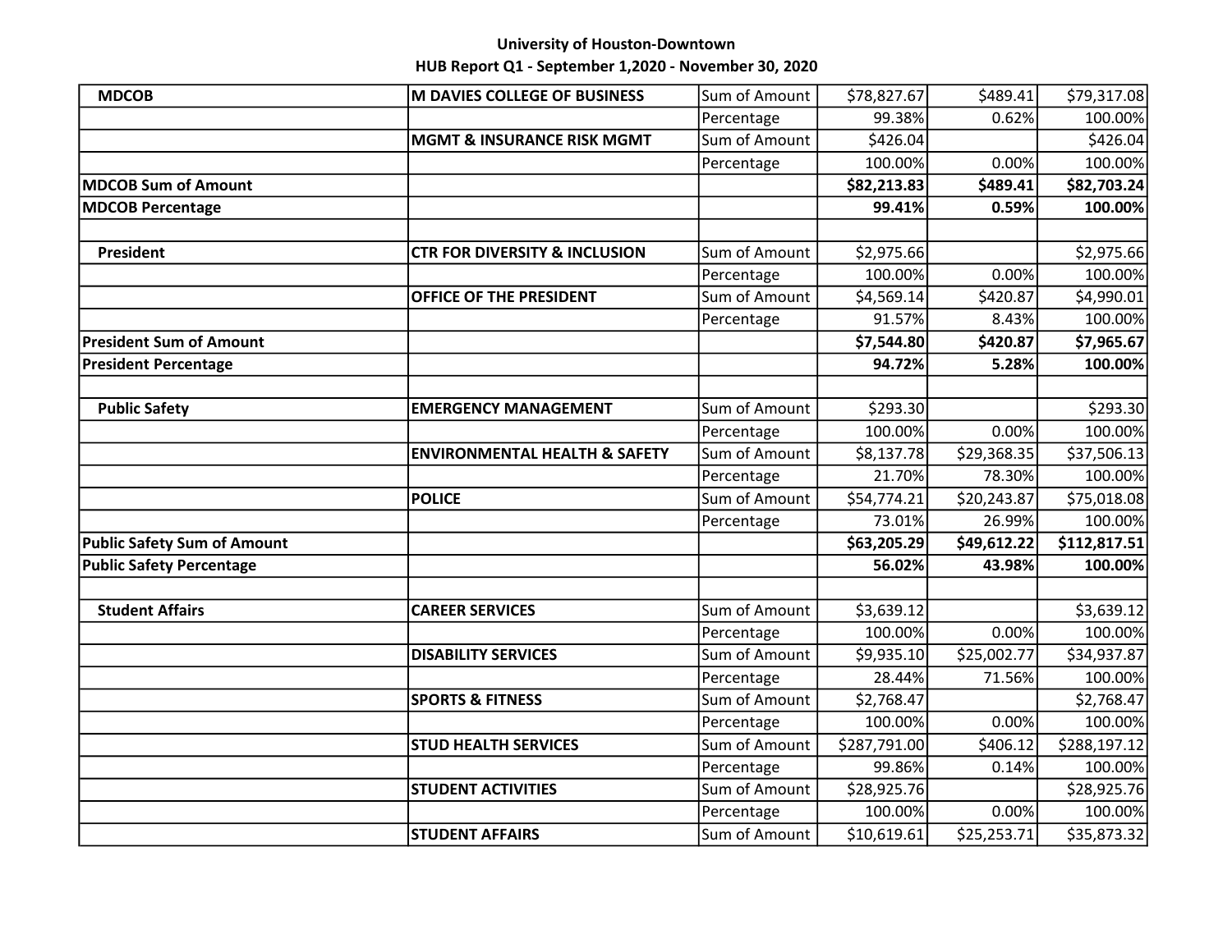University of Houston-Downtown
HUB Report Q1 - September 1,2020 - November 30, 2020

| | | | | | |
|---|---|---|---|---|---|
| **MDCOB** | **M DAVIES COLLEGE OF BUSINESS** | Sum of Amount | $78,827.67 | $489.41 | $79,317.08 |
| | | Percentage | 99.38% | 0.62% | 100.00% |
| | **MGMT & INSURANCE RISK MGMT** | Sum of Amount | $426.04 | | $426.04 |
| | | Percentage | 100.00% | 0.00% | 100.00% |
| **MDCOB Sum of Amount** | | | **$82,213.83** | **$489.41** | **$82,703.24** |
| **MDCOB Percentage** | | | **99.41%** | **0.59%** | **100.00%** |
| | | | | | |
| **President** | **CTR FOR DIVERSITY & INCLUSION** | Sum of Amount | $2,975.66 | | $2,975.66 |
| | | Percentage | 100.00% | 0.00% | 100.00% |
| | **OFFICE OF THE PRESIDENT** | Sum of Amount | $4,569.14 | $420.87 | $4,990.01 |
| | | Percentage | 91.57% | 8.43% | 100.00% |
| **President Sum of Amount** | | | **$7,544.80** | **$420.87** | **$7,965.67** |
| **President Percentage** | | | **94.72%** | **5.28%** | **100.00%** |
| | | | | | |
| **Public Safety** | **EMERGENCY MANAGEMENT** | Sum of Amount | $293.30 | | $293.30 |
| | | Percentage | 100.00% | 0.00% | 100.00% |
| | **ENVIRONMENTAL HEALTH & SAFETY** | Sum of Amount | $8,137.78 | $29,368.35 | $37,506.13 |
| | | Percentage | 21.70% | 78.30% | 100.00% |
| | **POLICE** | Sum of Amount | $54,774.21 | $20,243.87 | $75,018.08 |
| | | Percentage | 73.01% | 26.99% | 100.00% |
| **Public Safety Sum of Amount** | | | **$63,205.29** | **$49,612.22** | **$112,817.51** |
| **Public Safety Percentage** | | | **56.02%** | **43.98%** | **100.00%** |
| | | | | | |
| **Student Affairs** | **CAREER SERVICES** | Sum of Amount | $3,639.12 | | $3,639.12 |
| | | Percentage | 100.00% | 0.00% | 100.00% |
| | **DISABILITY SERVICES** | Sum of Amount | $9,935.10 | $25,002.77 | $34,937.87 |
| | | Percentage | 28.44% | 71.56% | 100.00% |
| | **SPORTS & FITNESS** | Sum of Amount | $2,768.47 | | $2,768.47 |
| | | Percentage | 100.00% | 0.00% | 100.00% |
| | **STUD HEALTH SERVICES** | Sum of Amount | $287,791.00 | $406.12 | $288,197.12 |
| | | Percentage | 99.86% | 0.14% | 100.00% |
| | **STUDENT ACTIVITIES** | Sum of Amount | $28,925.76 | | $28,925.76 |
| | | Percentage | 100.00% | 0.00% | 100.00% |
| | **STUDENT AFFAIRS** | Sum of Amount | $10,619.61 | $25,253.71 | $35,873.32 |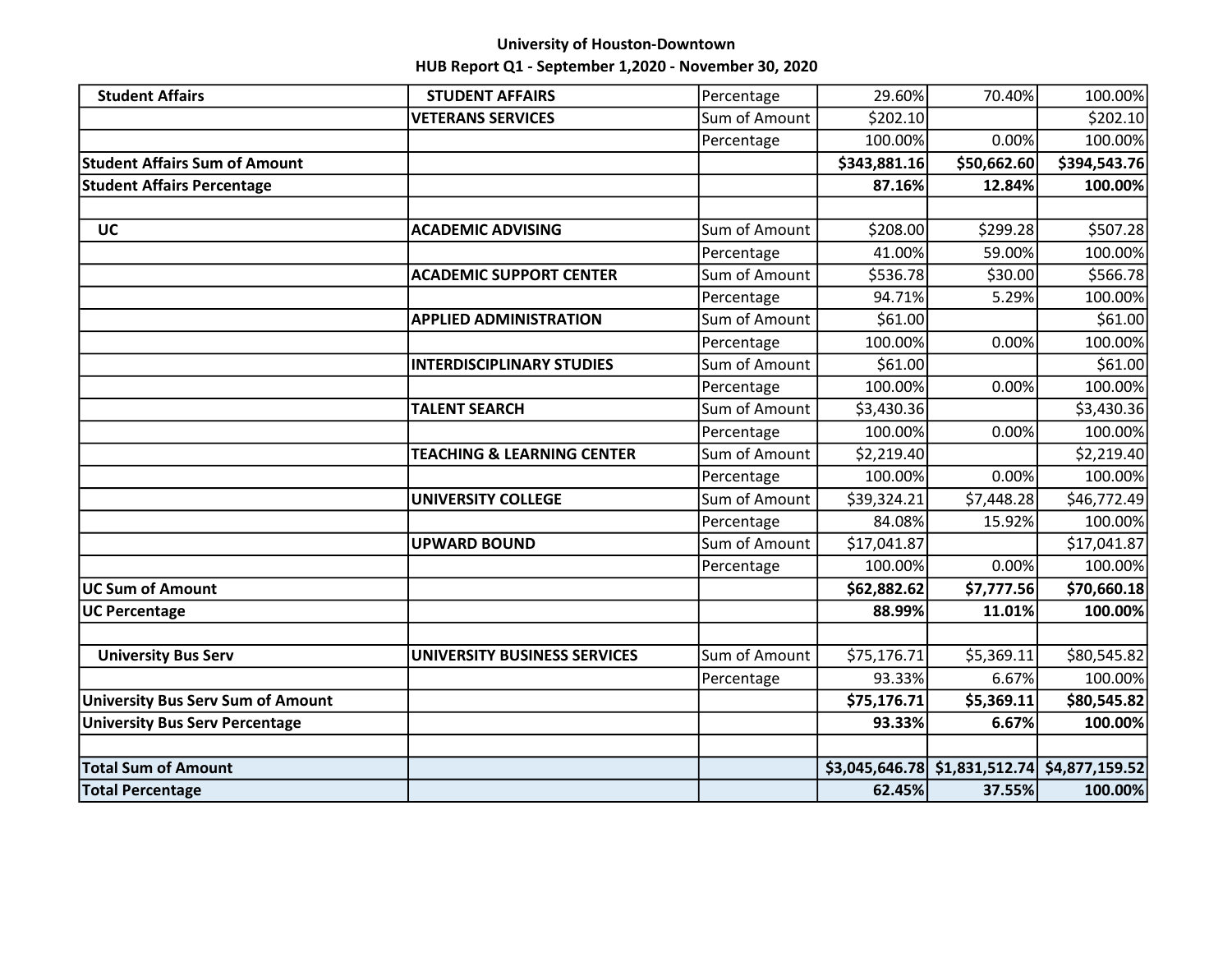University of Houston-Downtown
HUB Report Q1 - September 1,2020 - November 30, 2020

| | | | | | |
|---|---|---|---|---|---|
| **Student Affairs** | **STUDENT AFFAIRS** | Percentage | 29.60% | 70.40% | 100.00% |
| | **VETERANS SERVICES** | Sum of Amount | $202.10 | | $202.10 |
| | | Percentage | 100.00% | 0.00% | 100.00% |
| **Student Affairs Sum of Amount** | | | **$343,881.16** | **$50,662.60** | **$394,543.76** |
| **Student Affairs Percentage** | | | **87.16%** | **12.84%** | **100.00%** |
| | | | | | |
| **UC** | **ACADEMIC ADVISING** | Sum of Amount | $208.00 | $299.28 | $507.28 |
| | | Percentage | 41.00% | 59.00% | 100.00% |
| | **ACADEMIC SUPPORT CENTER** | Sum of Amount | $536.78 | $30.00 | $566.78 |
| | | Percentage | 94.71% | 5.29% | 100.00% |
| | **APPLIED ADMINISTRATION** | Sum of Amount | $61.00 | | $61.00 |
| | | Percentage | 100.00% | 0.00% | 100.00% |
| | **INTERDISCIPLINARY STUDIES** | Sum of Amount | $61.00 | | $61.00 |
| | | Percentage | 100.00% | 0.00% | 100.00% |
| | **TALENT SEARCH** | Sum of Amount | $3,430.36 | | $3,430.36 |
| | | Percentage | 100.00% | 0.00% | 100.00% |
| | **TEACHING & LEARNING CENTER** | Sum of Amount | $2,219.40 | | $2,219.40 |
| | | Percentage | 100.00% | 0.00% | 100.00% |
| | **UNIVERSITY COLLEGE** | Sum of Amount | $39,324.21 | $7,448.28 | $46,772.49 |
| | | Percentage | 84.08% | 15.92% | 100.00% |
| | **UPWARD BOUND** | Sum of Amount | $17,041.87 | | $17,041.87 |
| | | Percentage | 100.00% | 0.00% | 100.00% |
| **UC Sum of Amount** | | | **$62,882.62** | **$7,777.56** | **$70,660.18** |
| **UC Percentage** | | | **88.99%** | **11.01%** | **100.00%** |
| | | | | | |
| **University Bus Serv** | **UNIVERSITY BUSINESS SERVICES** | Sum of Amount | $75,176.71 | $5,369.11 | $80,545.82 |
| | | Percentage | 93.33% | 6.67% | 100.00% |
| **University Bus Serv Sum of Amount** | | | **$75,176.71** | **$5,369.11** | **$80,545.82** |
| **University Bus Serv Percentage** | | | **93.33%** | **6.67%** | **100.00%** |
| | | | | | |
| **Total Sum of Amount** | | | **$3,045,646.78** | **$1,831,512.74** | **$4,877,159.52** |
| **Total Percentage** | | | **62.45%** | **37.55%** | **100.00%** |